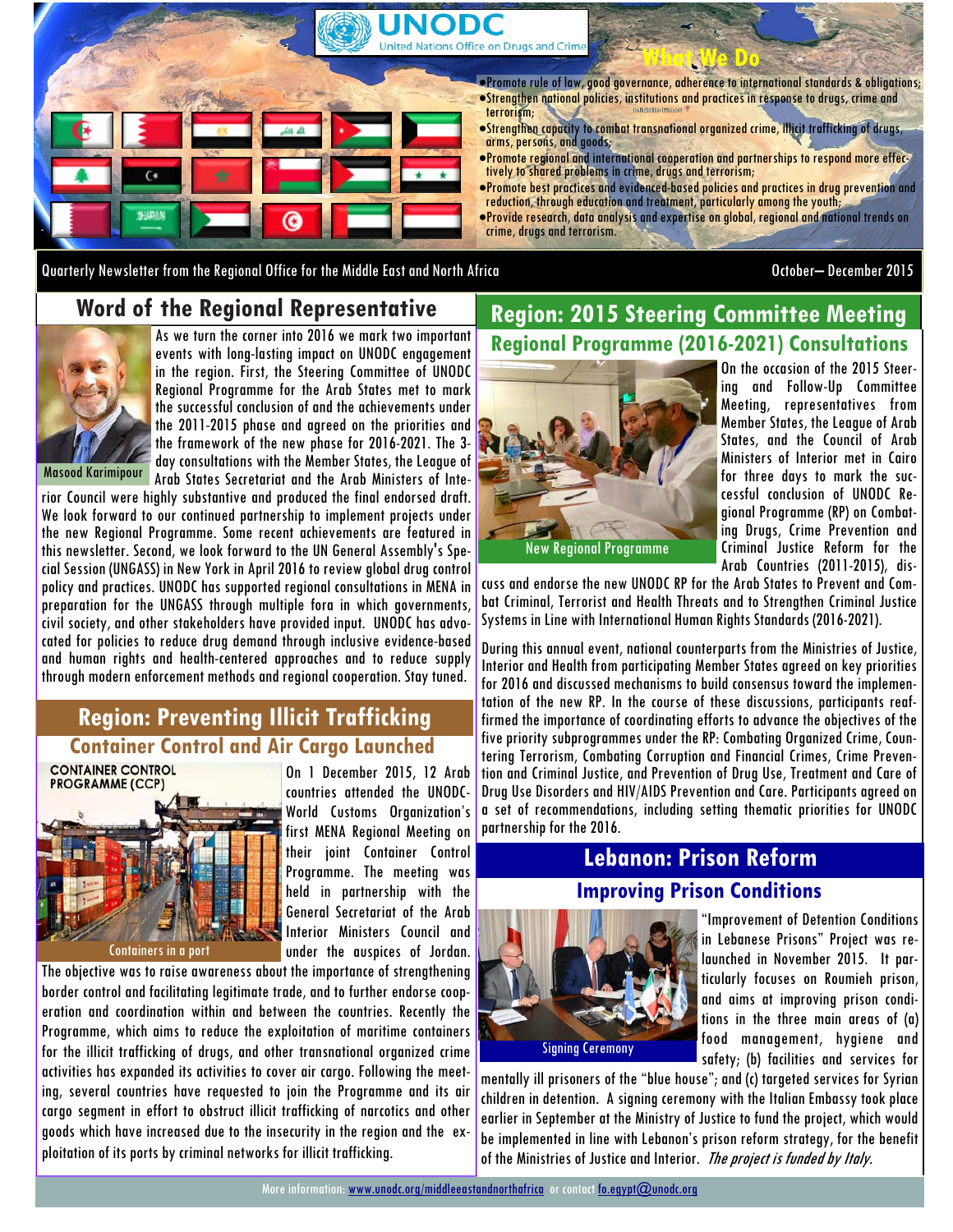# UNODC
United Nations Office on Drugs and Crime

## What We Do

- Promote rule of law, good governance, adherence to international standards & obligations;
- Strengthen national policies, institutions and practices in response to drugs, crime and terrorism;
- Strengthen capacity to combat transnational organized crime, illicit trafficking of drugs, arms, persons, and goods;
- Promote regional and international cooperation and partnerships to respond more effectively to shared problems in crime, drugs and terrorism;
- Promote best practices and evidenced-based policies and practices in drug prevention and reduction, through education and treatment, particularly among the youth;
- Provide research, data analysis and expertise on global, regional and national trends on crime, drugs and terrorism.

Quarterly Newsletter from the Regional Office for the Middle East and North Africa — October– December 2015

## Word of the Regional Representative

Masood Karimipour

As we turn the corner into 2016 we mark two important events with long-lasting impact on UNODC engagement in the region. First, the Steering Committee of UNODC Regional Programme for the Arab States met to mark the successful conclusion of and the achievements under the 2011-2015 phase and agreed on the priorities and the framework of the new phase for 2016-2021. The 3-day consultations with the Member States, the League of Arab States Secretariat and the Arab Ministers of Interior Council were highly substantive and produced the final endorsed draft. We look forward to our continued partnership to implement projects under the new Regional Programme. Some recent achievements are featured in this newsletter. Second, we look forward to the UN General Assembly's Special Session (UNGASS) in New York in April 2016 to review global drug control policy and practices. UNODC has supported regional consultations in MENA in preparation for the UNGASS through multiple fora in which governments, civil society, and other stakeholders have provided input. UNODC has advocated for policies to reduce drug demand through inclusive evidence-based and human rights and health-centered approaches and to reduce supply through modern enforcement methods and regional cooperation. Stay tuned.

## Region: Preventing Illicit Trafficking

### Container Control and Air Cargo Launched

CONTAINER CONTROL PROGRAMME (CCP)

Containers in a port

On 1 December 2015, 12 Arab countries attended the UNODC-World Customs Organization's first MENA Regional Meeting on their joint Container Control Programme. The meeting was held in partnership with the General Secretariat of the Arab Interior Ministers Council and under the auspices of Jordan. The objective was to raise awareness about the importance of strengthening border control and facilitating legitimate trade, and to further endorse cooperation and coordination within and between the countries. Recently the Programme, which aims to reduce the exploitation of maritime containers for the illicit trafficking of drugs, and other transnational organized crime activities has expanded its activities to cover air cargo. Following the meeting, several countries have requested to join the Programme and its air cargo segment in effort to obstruct illicit trafficking of narcotics and other goods which have increased due to the insecurity in the region and the exploitation of its ports by criminal networks for illicit trafficking.

## Region: 2015 Steering Committee Meeting

### Regional Programme (2016-2021) Consultations

New Regional Programme

On the occasion of the 2015 Steering and Follow-Up Committee Meeting, representatives from Member States, the League of Arab States, and the Council of Arab Ministers of Interior met in Cairo for three days to mark the successful conclusion of UNODC Regional Programme (RP) on Combating Drugs, Crime Prevention and Criminal Justice Reform for the Arab Countries (2011-2015), discuss and endorse the new UNODC RP for the Arab States to Prevent and Combat Criminal, Terrorist and Health Threats and to Strengthen Criminal Justice Systems in Line with International Human Rights Standards (2016-2021).

During this annual event, national counterparts from the Ministries of Justice, Interior and Health from participating Member States agreed on key priorities for 2016 and discussed mechanisms to build consensus toward the implementation of the new RP. In the course of these discussions, participants reaffirmed the importance of coordinating efforts to advance the objectives of the five priority subprogrammes under the RP: Combating Organized Crime, Countering Terrorism, Combating Corruption and Financial Crimes, Crime Prevention and Criminal Justice, and Prevention of Drug Use, Treatment and Care of Drug Use Disorders and HIV/AIDS Prevention and Care. Participants agreed on a set of recommendations, including setting thematic priorities for UNODC partnership for the 2016.

## Lebanon: Prison Reform

### Improving Prison Conditions

Signing Ceremony

"Improvement of Detention Conditions in Lebanese Prisons" Project was relaunched in November 2015. It particularly focuses on Roumieh prison, and aims at improving prison conditions in the three main areas of (a) food management, hygiene and safety; (b) facilities and services for mentally ill prisoners of the "blue house"; and (c) targeted services for Syrian children in detention. A signing ceremony with the Italian Embassy took place earlier in September at the Ministry of Justice to fund the project, which would be implemented in line with Lebanon's prison reform strategy, for the benefit of the Ministries of Justice and Interior. *The project is funded by Italy.*

More information: www.unodc.org/middleeastandnorthafrica or contact fo.egypt@unodc.org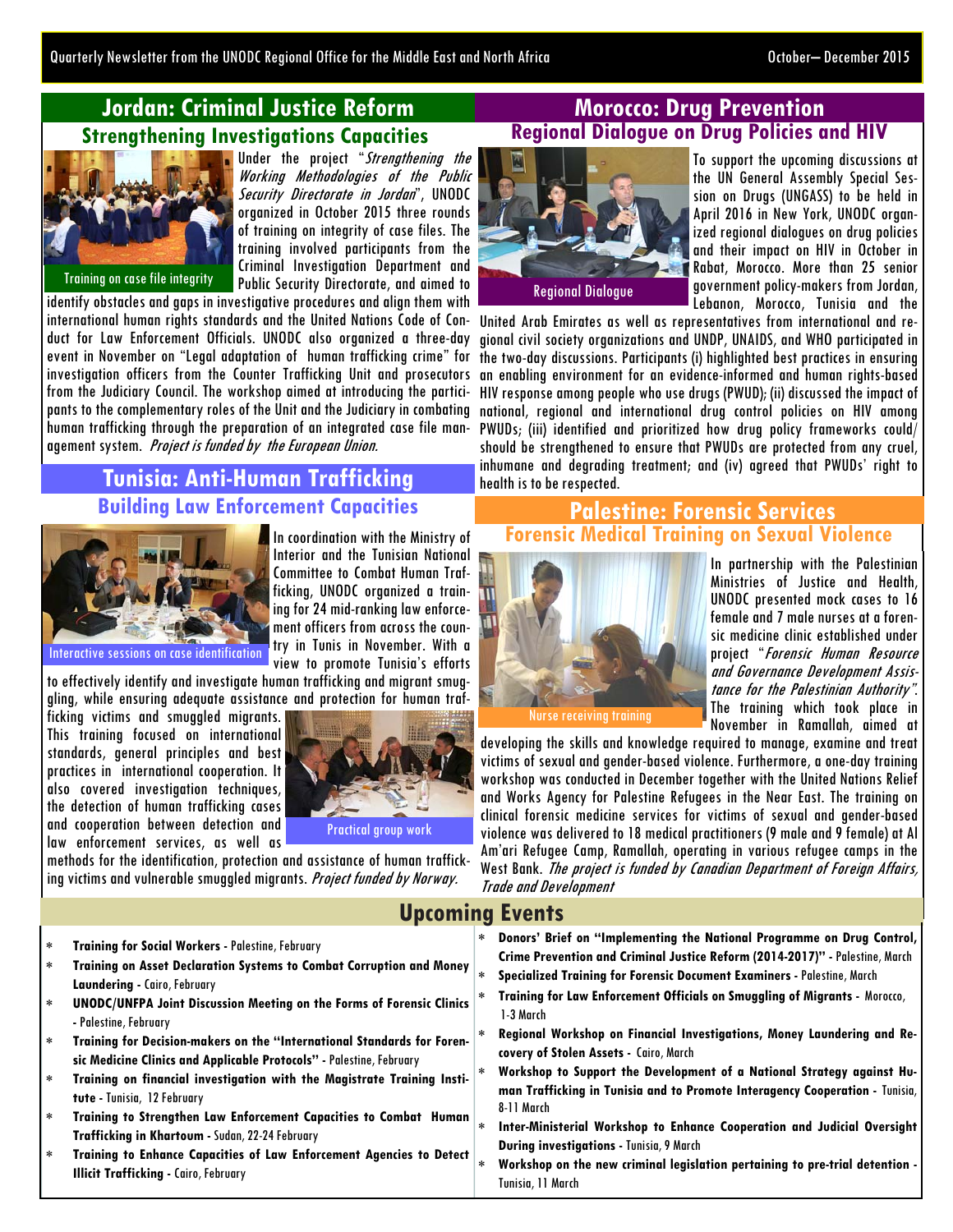## Jordan: Criminal Justice Reform

### Strengthening Investigations Capacities

Training on case file integrity

Under the project "*Strengthening the Working Methodologies of the Public Security Directorate in Jordan*", UNODC organized in October 2015 three rounds of training on integrity of case files. The training involved participants from the Criminal Investigation Department and Public Security Directorate, and aimed to identify obstacles and gaps in investigative procedures and align them with international human rights standards and the United Nations Code of Conduct for Law Enforcement Officials. UNODC also organized a three-day event in November on "Legal adaptation of human trafficking crime" for investigation officers from the Counter Trafficking Unit and prosecutors from the Judiciary Council. The workshop aimed at introducing the participants to the complementary roles of the Unit and the Judiciary in combating human trafficking through the preparation of an integrated case file management system. *Project is funded by the European Union.*

## Tunisia: Anti-Human Trafficking

### Building Law Enforcement Capacities

Interactive sessions on case identification

In coordination with the Ministry of Interior and the Tunisian National Committee to Combat Human Trafficking, UNODC organized a training for 24 mid-ranking law enforcement officers from across the country in Tunis in November. With a view to promote Tunisia's efforts to effectively identify and investigate human trafficking and migrant smuggling, while ensuring adequate assistance and protection for human trafficking victims and smuggled migrants. This training focused on international standards, general principles and best practices in international cooperation. It also covered investigation techniques, the detection of human trafficking cases and cooperation between detection and law enforcement services, as well as methods for the identification, protection and assistance of human trafficking victims and vulnerable smuggled migrants. *Project funded by Norway.*

Practical group work

## Morocco: Drug Prevention

### Regional Dialogue on Drug Policies and HIV

Regional Dialogue

To support the upcoming discussions at the UN General Assembly Special Session on Drugs (UNGASS) to be held in April 2016 in New York, UNODC organized regional dialogues on drug policies and their impact on HIV in October in Rabat, Morocco. More than 25 senior government policy-makers from Jordan, Lebanon, Morocco, Tunisia and the United Arab Emirates as well as representatives from international and regional civil society organizations and UNDP, UNAIDS, and WHO participated in the two-day discussions. Participants (i) highlighted best practices in ensuring an enabling environment for an evidence-informed and human rights-based HIV response among people who use drugs (PWUD); (ii) discussed the impact of national, regional and international drug control policies on HIV among PWUDs; (iii) identified and prioritized how drug policy frameworks could/should be strengthened to ensure that PWUDs are protected from any cruel, inhumane and degrading treatment; and (iv) agreed that PWUDs' right to health is to be respected.

## Palestine: Forensic Services

### Forensic Medical Training on Sexual Violence

Nurse receiving training

In partnership with the Palestinian Ministries of Justice and Health, UNODC presented mock cases to 16 female and 7 male nurses at a forensic medicine clinic established under project "*Forensic Human Resource and Governance Development Assistance for the Palestinian Authority*". The training which took place in November in Ramallah, aimed at developing the skills and knowledge required to manage, examine and treat victims of sexual and gender-based violence. Furthermore, a one-day training workshop was conducted in December together with the United Nations Relief and Works Agency for Palestine Refugees in the Near East. The training on clinical forensic medicine services for victims of sexual and gender-based violence was delivered to 18 medical practitioners (9 male and 9 female) at Al Am'ari Refugee Camp, Ramallah, operating in various refugee camps in the West Bank. *The project is funded by Canadian Department of Foreign Affairs, Trade and Development*

## Upcoming Events

- **Training for Social Workers** - Palestine, February
- **Training on Asset Declaration Systems to Combat Corruption and Money Laundering** - Cairo, February
- **UNODC/UNFPA Joint Discussion Meeting on the Forms of Forensic Clinics** - Palestine, February
- **Training for Decision-makers on the "International Standards for Forensic Medicine Clinics and Applicable Protocols"** - Palestine, February
- **Training on financial investigation with the Magistrate Training Institute** - Tunisia, 12 February
- **Training to Strengthen Law Enforcement Capacities to Combat Human Trafficking in Khartoum** - Sudan, 22-24 February
- **Training to Enhance Capacities of Law Enforcement Agencies to Detect Illicit Trafficking** - Cairo, February
- **Donors' Brief on "Implementing the National Programme on Drug Control, Crime Prevention and Criminal Justice Reform (2014-2017)"** - Palestine, March
- **Specialized Training for Forensic Document Examiners** - Palestine, March
- **Training for Law Enforcement Officials on Smuggling of Migrants** - Morocco, 1-3 March
- **Regional Workshop on Financial Investigations, Money Laundering and Recovery of Stolen Assets** - Cairo, March
- **Workshop to Support the Development of a National Strategy against Human Trafficking in Tunisia and to Promote Interagency Cooperation** - Tunisia, 8-11 March
- **Inter-Ministerial Workshop to Enhance Cooperation and Judicial Oversight During investigations** - Tunisia, 9 March
- **Workshop on the new criminal legislation pertaining to pre-trial detention** - Tunisia, 11 March